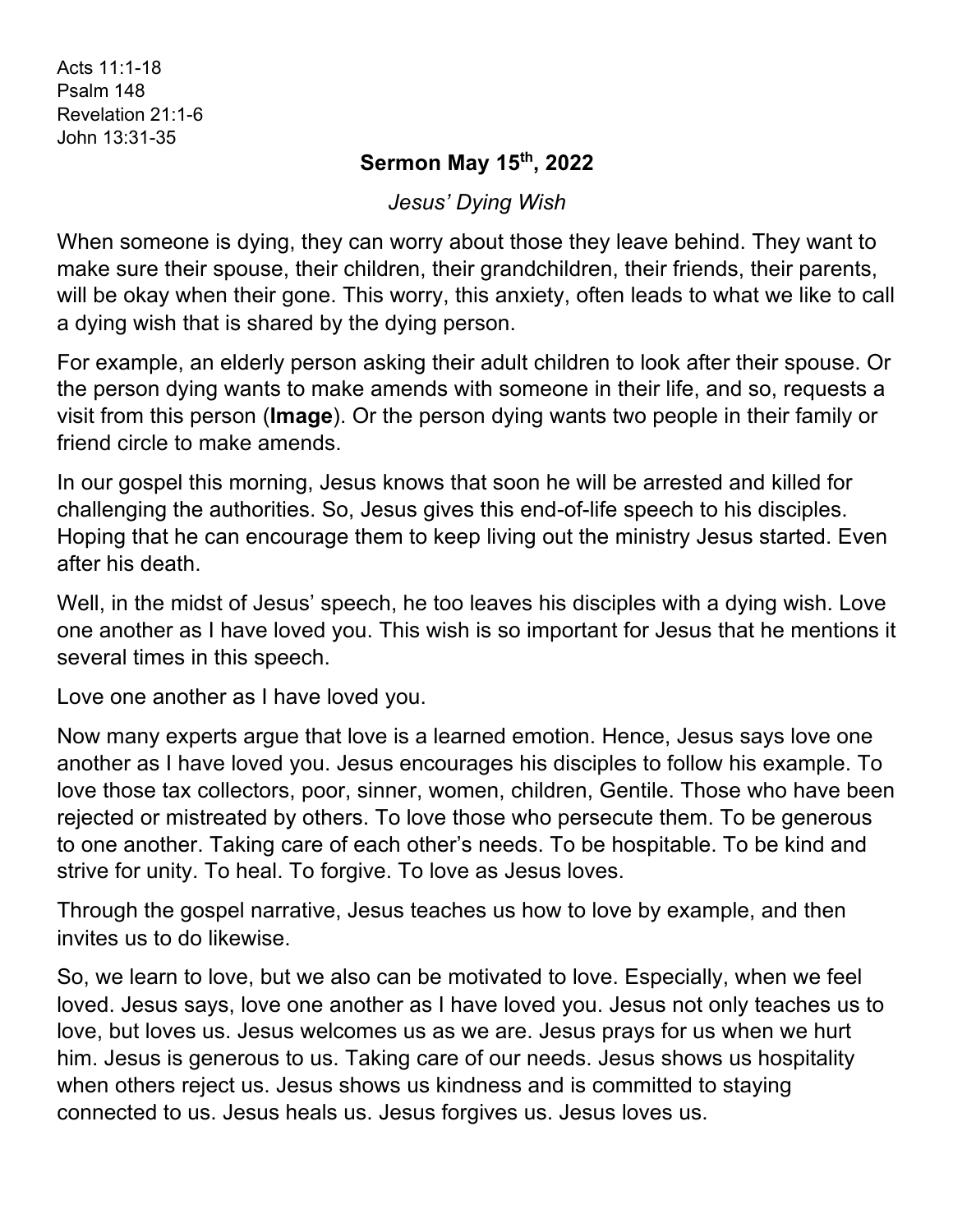Acts 11:1-18
Psalm 148
Revelation 21:1-6
John 13:31-35

## Sermon May 15th, 2022

*Jesus' Dying Wish*

When someone is dying, they can worry about those they leave behind. They want to make sure their spouse, their children, their grandchildren, their friends, their parents, will be okay when their gone. This worry, this anxiety, often leads to what we like to call a dying wish that is shared by the dying person.

For example, an elderly person asking their adult children to look after their spouse. Or the person dying wants to make amends with someone in their life, and so, requests a visit from this person (**Image**). Or the person dying wants two people in their family or friend circle to make amends.

In our gospel this morning, Jesus knows that soon he will be arrested and killed for challenging the authorities. So, Jesus gives this end-of-life speech to his disciples. Hoping that he can encourage them to keep living out the ministry Jesus started. Even after his death.

Well, in the midst of Jesus' speech, he too leaves his disciples with a dying wish. Love one another as I have loved you. This wish is so important for Jesus that he mentions it several times in this speech.

Love one another as I have loved you.

Now many experts argue that love is a learned emotion. Hence, Jesus says love one another as I have loved you. Jesus encourages his disciples to follow his example. To love those tax collectors, poor, sinner, women, children, Gentile. Those who have been rejected or mistreated by others. To love those who persecute them. To be generous to one another. Taking care of each other's needs. To be hospitable. To be kind and strive for unity. To heal. To forgive. To love as Jesus loves.

Through the gospel narrative, Jesus teaches us how to love by example, and then invites us to do likewise.

So, we learn to love, but we also can be motivated to love. Especially, when we feel loved. Jesus says, love one another as I have loved you. Jesus not only teaches us to love, but loves us. Jesus welcomes us as we are. Jesus prays for us when we hurt him. Jesus is generous to us. Taking care of our needs. Jesus shows us hospitality when others reject us. Jesus shows us kindness and is committed to staying connected to us. Jesus heals us. Jesus forgives us. Jesus loves us.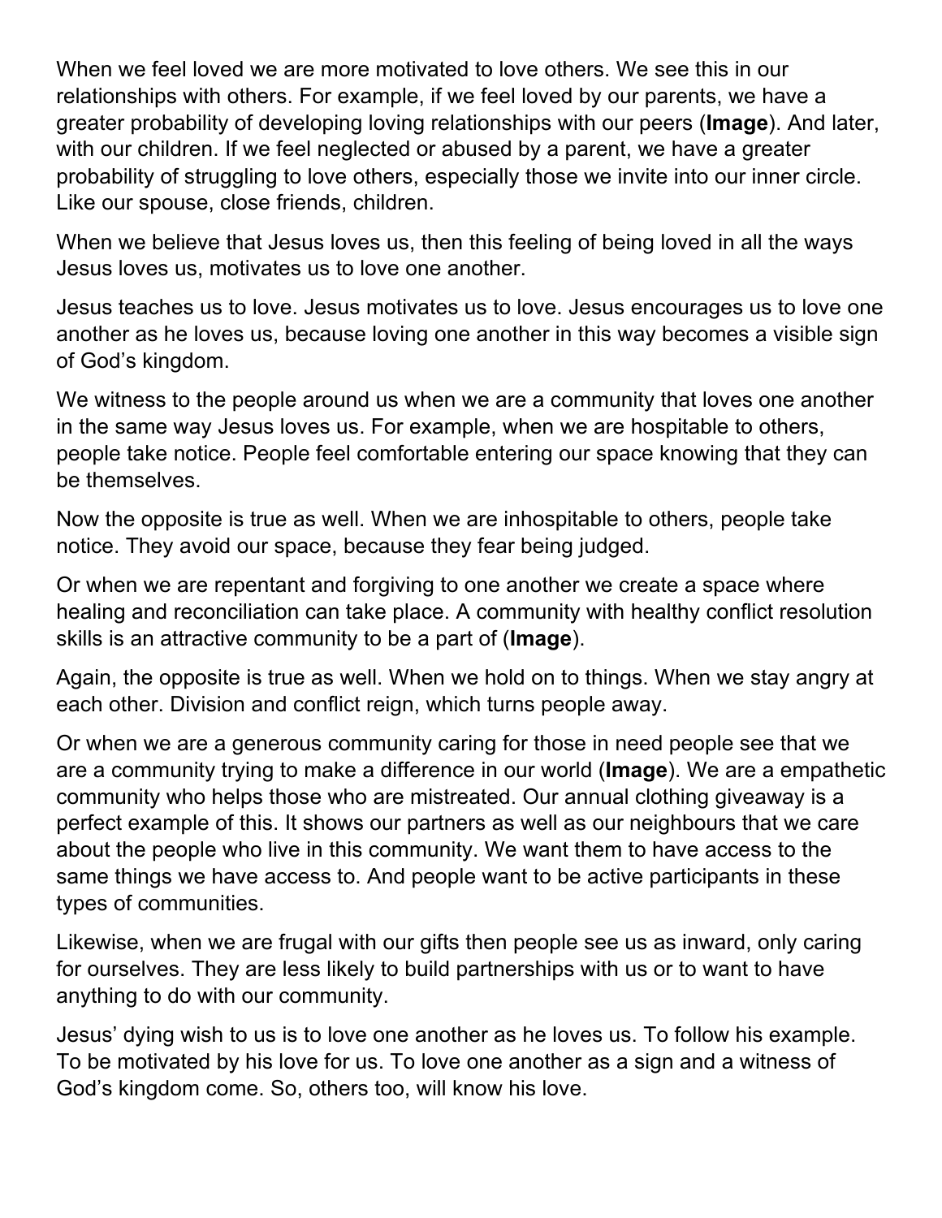When we feel loved we are more motivated to love others. We see this in our relationships with others. For example, if we feel loved by our parents, we have a greater probability of developing loving relationships with our peers (**Image**). And later, with our children. If we feel neglected or abused by a parent, we have a greater probability of struggling to love others, especially those we invite into our inner circle. Like our spouse, close friends, children.

When we believe that Jesus loves us, then this feeling of being loved in all the ways Jesus loves us, motivates us to love one another.

Jesus teaches us to love. Jesus motivates us to love. Jesus encourages us to love one another as he loves us, because loving one another in this way becomes a visible sign of God's kingdom.

We witness to the people around us when we are a community that loves one another in the same way Jesus loves us. For example, when we are hospitable to others, people take notice. People feel comfortable entering our space knowing that they can be themselves.

Now the opposite is true as well. When we are inhospitable to others, people take notice. They avoid our space, because they fear being judged.

Or when we are repentant and forgiving to one another we create a space where healing and reconciliation can take place. A community with healthy conflict resolution skills is an attractive community to be a part of (**Image**).

Again, the opposite is true as well. When we hold on to things. When we stay angry at each other. Division and conflict reign, which turns people away.

Or when we are a generous community caring for those in need people see that we are a community trying to make a difference in our world (**Image**). We are a empathetic community who helps those who are mistreated. Our annual clothing giveaway is a perfect example of this. It shows our partners as well as our neighbours that we care about the people who live in this community. We want them to have access to the same things we have access to. And people want to be active participants in these types of communities.

Likewise, when we are frugal with our gifts then people see us as inward, only caring for ourselves. They are less likely to build partnerships with us or to want to have anything to do with our community.

Jesus' dying wish to us is to love one another as he loves us. To follow his example. To be motivated by his love for us. To love one another as a sign and a witness of God's kingdom come. So, others too, will know his love.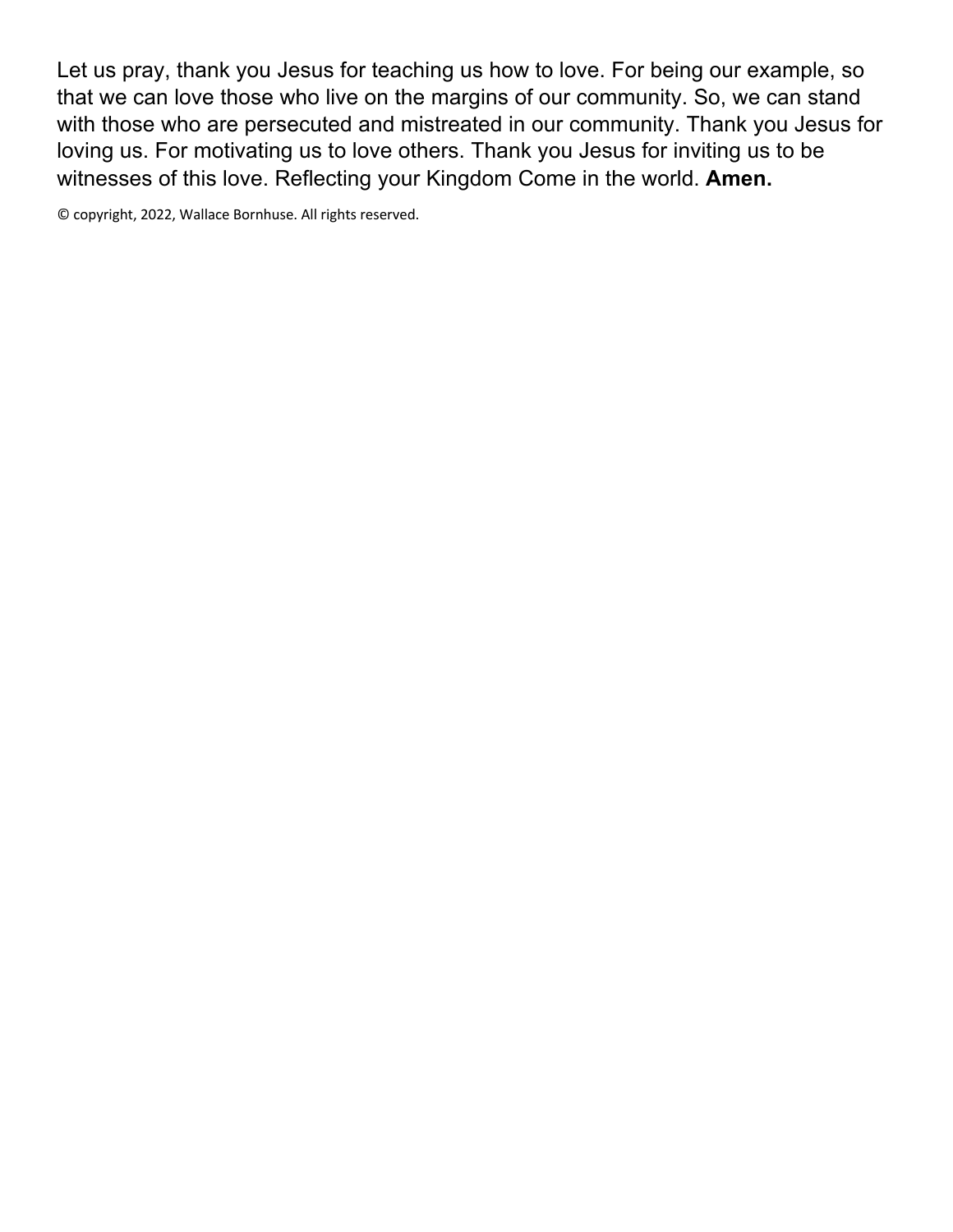Let us pray, thank you Jesus for teaching us how to love. For being our example, so that we can love those who live on the margins of our community. So, we can stand with those who are persecuted and mistreated in our community. Thank you Jesus for loving us. For motivating us to love others. Thank you Jesus for inviting us to be witnesses of this love. Reflecting your Kingdom Come in the world. **Amen.**

© copyright, 2022, Wallace Bornhuse. All rights reserved.